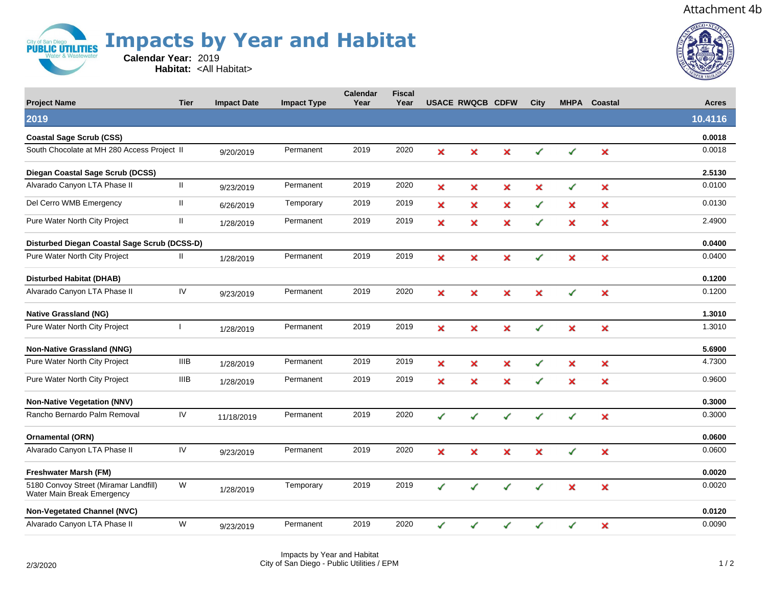Attachment 4b

# Impacts by Year and Habitat

**Calendar Year:** 2019
**Habitat:** <All Habitat>

| Project Name | Tier | Impact Date | Impact Type | Calendar Year | Fiscal Year | USACE | RWQCB | CDFW | City | MHPA | Coastal | Acres |
|---|---|---|---|---|---|---|---|---|---|---|---|---|
| **2019** | | | | | | | | | | | | **10.4116** |
| **Coastal Sage Scrub (CSS)** | | | | | | | | | | | | **0.0018** |
| South Chocolate at MH 280 Access Project | II | 9/20/2019 | Permanent | 2019 | 2020 | ✗ | ✗ | ✗ | ✓ | ✓ | ✗ | 0.0018 |
| **Diegan Coastal Sage Scrub (DCSS)** | | | | | | | | | | | | **2.5130** |
| Alvarado Canyon LTA Phase II | II | 9/23/2019 | Permanent | 2019 | 2020 | ✗ | ✗ | ✗ | ✗ | ✓ | ✗ | 0.0100 |
| Del Cerro WMB Emergency | II | 6/26/2019 | Temporary | 2019 | 2019 | ✗ | ✗ | ✗ | ✓ | ✗ | ✗ | 0.0130 |
| Pure Water North City Project | II | 1/28/2019 | Permanent | 2019 | 2019 | ✗ | ✗ | ✗ | ✓ | ✗ | ✗ | 2.4900 |
| **Disturbed Diegan Coastal Sage Scrub (DCSS-D)** | | | | | | | | | | | | **0.0400** |
| Pure Water North City Project | II | 1/28/2019 | Permanent | 2019 | 2019 | ✗ | ✗ | ✗ | ✓ | ✗ | ✗ | 0.0400 |
| **Disturbed Habitat (DHAB)** | | | | | | | | | | | | **0.1200** |
| Alvarado Canyon LTA Phase II | IV | 9/23/2019 | Permanent | 2019 | 2020 | ✗ | ✗ | ✗ | ✗ | ✓ | ✗ | 0.1200 |
| **Native Grassland (NG)** | | | | | | | | | | | | **1.3010** |
| Pure Water North City Project | I | 1/28/2019 | Permanent | 2019 | 2019 | ✗ | ✗ | ✗ | ✓ | ✗ | ✗ | 1.3010 |
| **Non-Native Grassland (NNG)** | | | | | | | | | | | | **5.6900** |
| Pure Water North City Project | IIIB | 1/28/2019 | Permanent | 2019 | 2019 | ✗ | ✗ | ✗ | ✓ | ✗ | ✗ | 4.7300 |
| Pure Water North City Project | IIIB | 1/28/2019 | Permanent | 2019 | 2019 | ✗ | ✗ | ✗ | ✓ | ✗ | ✗ | 0.9600 |
| **Non-Native Vegetation (NNV)** | | | | | | | | | | | | **0.3000** |
| Rancho Bernardo Palm Removal | IV | 11/18/2019 | Permanent | 2019 | 2020 | ✓ | ✓ | ✓ | ✓ | ✓ | ✗ | 0.3000 |
| **Ornamental (ORN)** | | | | | | | | | | | | **0.0600** |
| Alvarado Canyon LTA Phase II | IV | 9/23/2019 | Permanent | 2019 | 2020 | ✗ | ✗ | ✗ | ✗ | ✓ | ✗ | 0.0600 |
| **Freshwater Marsh (FM)** | | | | | | | | | | | | **0.0020** |
| 5180 Convoy Street (Miramar Landfill) Water Main Break Emergency | W | 1/28/2019 | Temporary | 2019 | 2019 | ✓ | ✓ | ✓ | ✓ | ✗ | ✗ | 0.0020 |
| **Non-Vegetated Channel (NVC)** | | | | | | | | | | | | **0.0120** |
| Alvarado Canyon LTA Phase II | W | 9/23/2019 | Permanent | 2019 | 2020 | ✓ | ✓ | ✓ | ✓ | ✓ | ✗ | 0.0090 |

2/3/2020

Impacts by Year and Habitat
City of San Diego - Public Utilities / EPM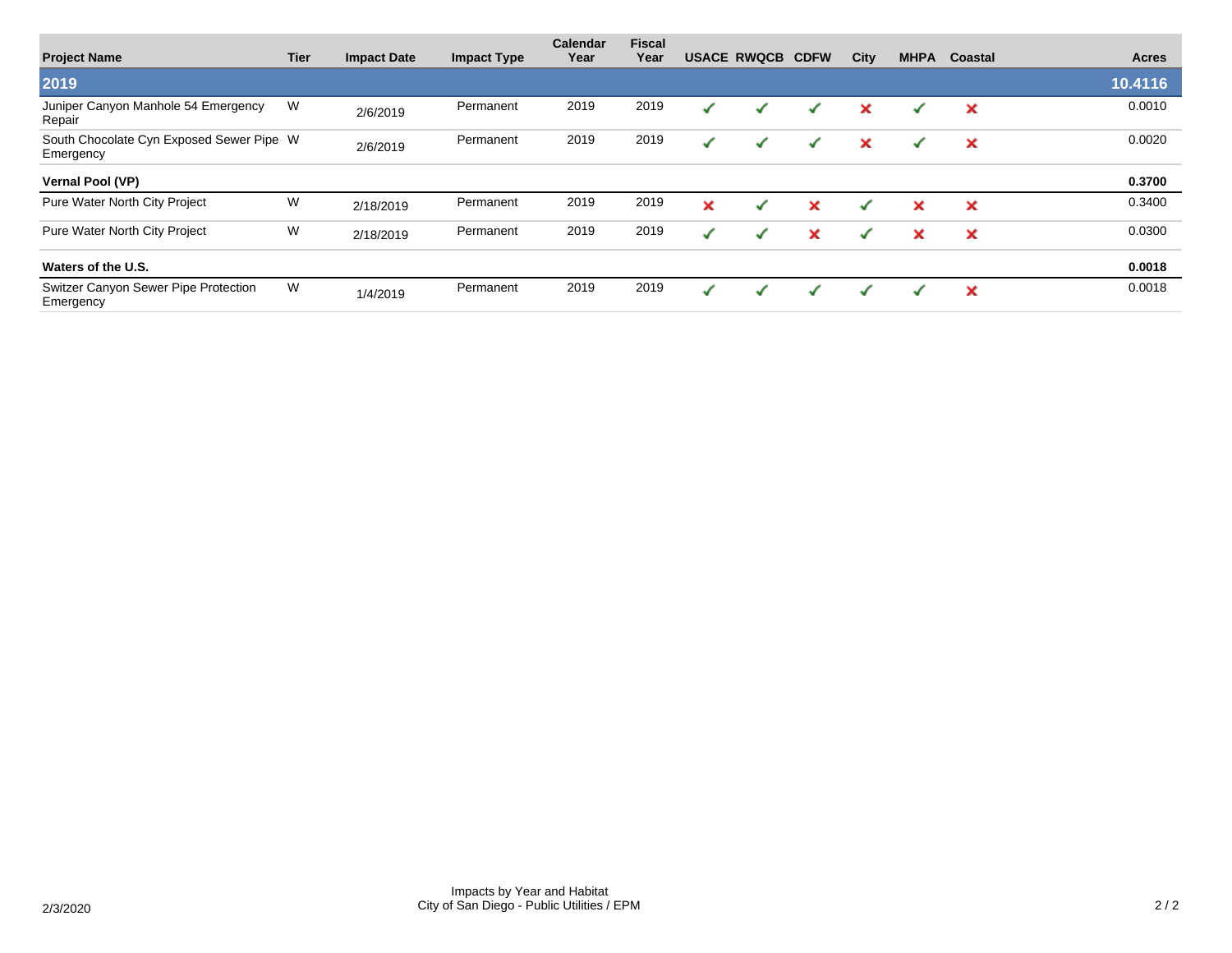| Project Name | Tier | Impact Date | Impact Type | Calendar Year | Fiscal Year | USACE | RWQCB | CDFW | City | MHPA | Coastal | Acres |
|---|---|---|---|---|---|---|---|---|---|---|---|---|
| **2019** | | | | | | | | | | | | **10.4116** |
| Juniper Canyon Manhole 54 Emergency Repair | W | 2/6/2019 | Permanent | 2019 | 2019 | ✓ | ✓ | ✓ | ✗ | ✓ | ✗ | 0.0010 |
| South Chocolate Cyn Exposed Sewer Pipe Emergency | W | 2/6/2019 | Permanent | 2019 | 2019 | ✓ | ✓ | ✓ | ✗ | ✓ | ✗ | 0.0020 |
| **Vernal Pool (VP)** | | | | | | | | | | | | **0.3700** |
| Pure Water North City Project | W | 2/18/2019 | Permanent | 2019 | 2019 | ✗ | ✓ | ✗ | ✓ | ✗ | ✗ | 0.3400 |
| Pure Water North City Project | W | 2/18/2019 | Permanent | 2019 | 2019 | ✓ | ✓ | ✗ | ✓ | ✗ | ✗ | 0.0300 |
| **Waters of the U.S.** | | | | | | | | | | | | **0.0018** |
| Switzer Canyon Sewer Pipe Protection Emergency | W | 1/4/2019 | Permanent | 2019 | 2019 | ✓ | ✓ | ✓ | ✓ | ✓ | ✗ | 0.0018 |

2/3/2020

Impacts by Year and Habitat
City of San Diego - Public Utilities / EPM